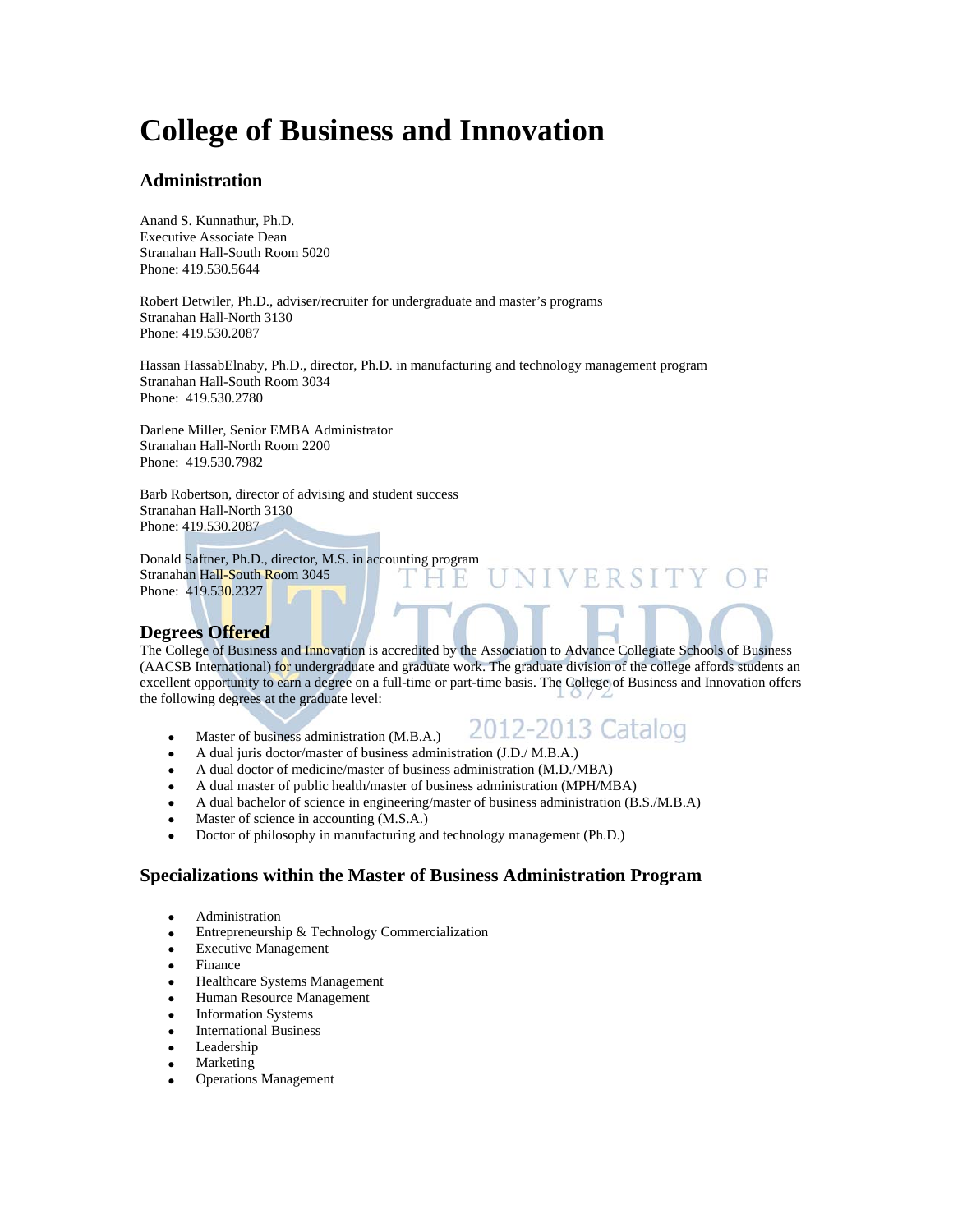# College of Business and Innovation

## Administration

Anand S. Kunnathur, Ph.D.
Executive Associate Dean
Stranahan Hall-South Room 5020
Phone: 419.530.5644

Robert Detwiler, Ph.D., adviser/recruiter for undergraduate and master's programs
Stranahan Hall-North 3130
Phone: 419.530.2087

Hassan HassabElnaby, Ph.D., director, Ph.D. in manufacturing and technology management program
Stranahan Hall-South Room 3034
Phone: 419.530.2780

Darlene Miller, Senior EMBA Administrator
Stranahan Hall-North Room 2200
Phone: 419.530.7982

Barb Robertson, director of advising and student success
Stranahan Hall-North 3130
Phone: 419.530.2087

Donald Saftner, Ph.D., director, M.S. in accounting program
Stranahan Hall-South Room 3045
Phone: 419.530.2327

## Degrees Offered

The College of Business and Innovation is accredited by the Association to Advance Collegiate Schools of Business (AACSB International) for undergraduate and graduate work. The graduate division of the college affords students an excellent opportunity to earn a degree on a full-time or part-time basis. The College of Business and Innovation offers the following degrees at the graduate level:

- Master of business administration (M.B.A.)
- A dual juris doctor/master of business administration (J.D./ M.B.A.)
- A dual doctor of medicine/master of business administration (M.D./MBA)
- A dual master of public health/master of business administration (MPH/MBA)
- A dual bachelor of science in engineering/master of business administration (B.S./M.B.A)
- Master of science in accounting (M.S.A.)
- Doctor of philosophy in manufacturing and technology management (Ph.D.)

## Specializations within the Master of Business Administration Program

- Administration
- Entrepreneurship & Technology Commercialization
- Executive Management
- Finance
- Healthcare Systems Management
- Human Resource Management
- Information Systems
- International Business
- Leadership
- Marketing
- Operations Management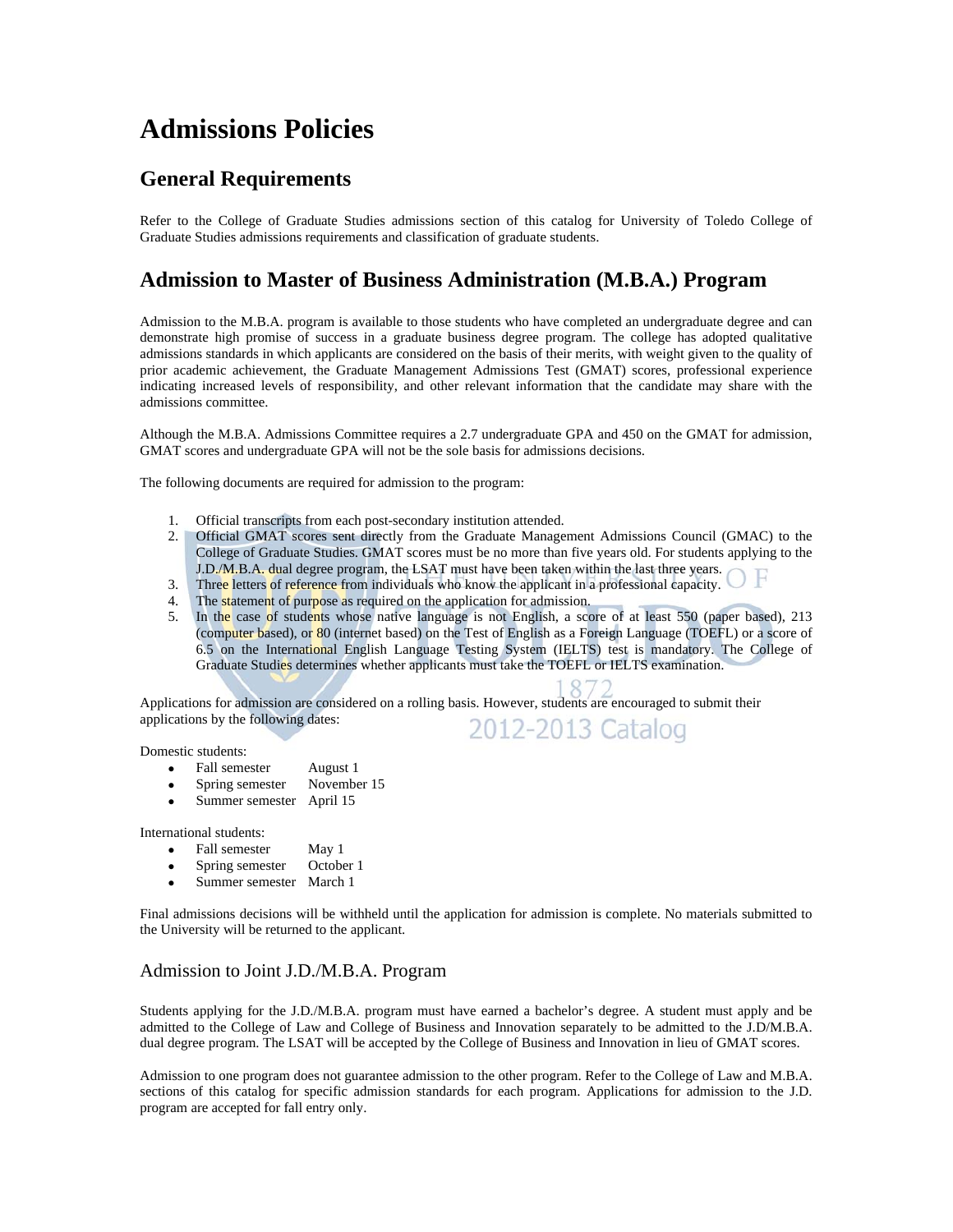# Admissions Policies

## General Requirements

Refer to the College of Graduate Studies admissions section of this catalog for University of Toledo College of Graduate Studies admissions requirements and classification of graduate students.

## Admission to Master of Business Administration (M.B.A.) Program

Admission to the M.B.A. program is available to those students who have completed an undergraduate degree and can demonstrate high promise of success in a graduate business degree program. The college has adopted qualitative admissions standards in which applicants are considered on the basis of their merits, with weight given to the quality of prior academic achievement, the Graduate Management Admissions Test (GMAT) scores, professional experience indicating increased levels of responsibility, and other relevant information that the candidate may share with the admissions committee.

Although the M.B.A. Admissions Committee requires a 2.7 undergraduate GPA and 450 on the GMAT for admission, GMAT scores and undergraduate GPA will not be the sole basis for admissions decisions.

The following documents are required for admission to the program:

1. Official transcripts from each post-secondary institution attended.
2. Official GMAT scores sent directly from the Graduate Management Admissions Council (GMAC) to the College of Graduate Studies. GMAT scores must be no more than five years old. For students applying to the J.D./M.B.A. dual degree program, the LSAT must have been taken within the last three years.
3. Three letters of reference from individuals who know the applicant in a professional capacity.
4. The statement of purpose as required on the application for admission.
5. In the case of students whose native language is not English, a score of at least 550 (paper based), 213 (computer based), or 80 (internet based) on the Test of English as a Foreign Language (TOEFL) or a score of 6.5 on the International English Language Testing System (IELTS) test is mandatory. The College of Graduate Studies determines whether applicants must take the TOEFL or IELTS examination.

Applications for admission are considered on a rolling basis. However, students are encouraged to submit their applications by the following dates:

Domestic students:

- Fall semester August 1
- Spring semester November 15
- Summer semester April 15

International students:

- Fall semester May 1
- Spring semester October 1
- Summer semester March 1

Final admissions decisions will be withheld until the application for admission is complete. No materials submitted to the University will be returned to the applicant.

### Admission to Joint J.D./M.B.A. Program

Students applying for the J.D./M.B.A. program must have earned a bachelor's degree. A student must apply and be admitted to the College of Law and College of Business and Innovation separately to be admitted to the J.D/M.B.A. dual degree program. The LSAT will be accepted by the College of Business and Innovation in lieu of GMAT scores.

Admission to one program does not guarantee admission to the other program. Refer to the College of Law and M.B.A. sections of this catalog for specific admission standards for each program. Applications for admission to the J.D. program are accepted for fall entry only.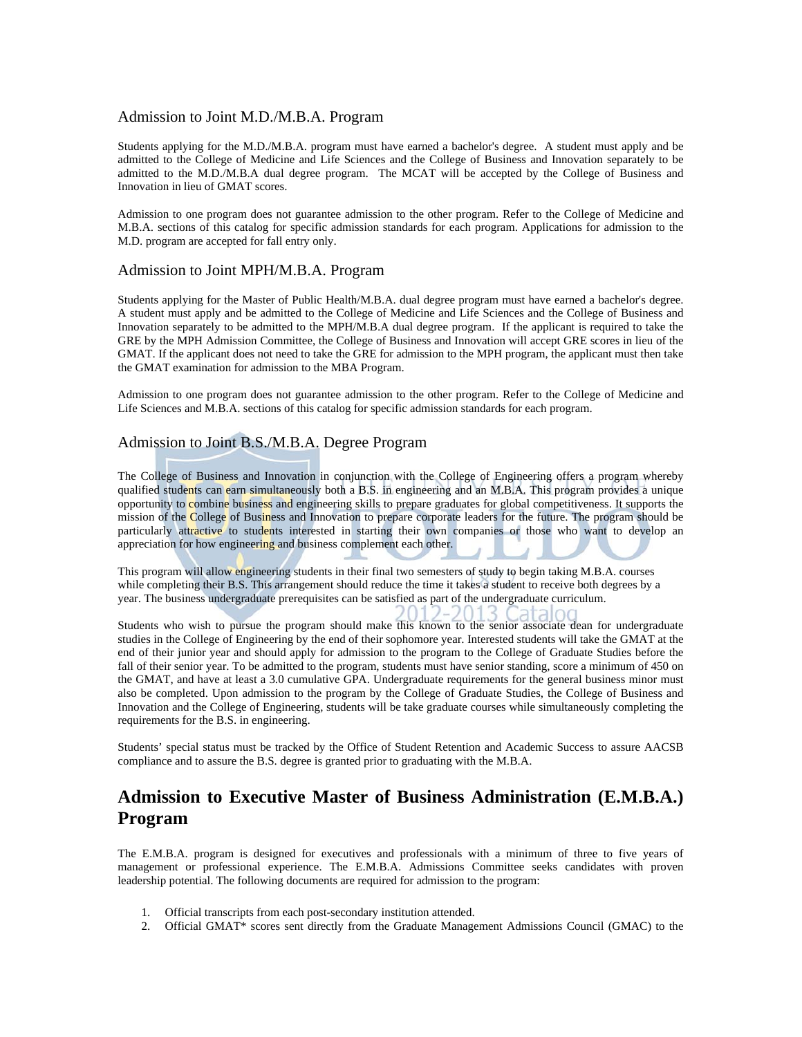## Admission to Joint M.D./M.B.A. Program

Students applying for the M.D./M.B.A. program must have earned a bachelor's degree. A student must apply and be admitted to the College of Medicine and Life Sciences and the College of Business and Innovation separately to be admitted to the M.D./M.B.A dual degree program. The MCAT will be accepted by the College of Business and Innovation in lieu of GMAT scores.

Admission to one program does not guarantee admission to the other program. Refer to the College of Medicine and M.B.A. sections of this catalog for specific admission standards for each program. Applications for admission to the M.D. program are accepted for fall entry only.

## Admission to Joint MPH/M.B.A. Program

Students applying for the Master of Public Health/M.B.A. dual degree program must have earned a bachelor's degree. A student must apply and be admitted to the College of Medicine and Life Sciences and the College of Business and Innovation separately to be admitted to the MPH/M.B.A dual degree program. If the applicant is required to take the GRE by the MPH Admission Committee, the College of Business and Innovation will accept GRE scores in lieu of the GMAT. If the applicant does not need to take the GRE for admission to the MPH program, the applicant must then take the GMAT examination for admission to the MBA Program.

Admission to one program does not guarantee admission to the other program. Refer to the College of Medicine and Life Sciences and M.B.A. sections of this catalog for specific admission standards for each program.

## Admission to Joint B.S./M.B.A. Degree Program

The College of Business and Innovation in conjunction with the College of Engineering offers a program whereby qualified students can earn simultaneously both a B.S. in engineering and an M.B.A. This program provides a unique opportunity to combine business and engineering skills to prepare graduates for global competitiveness. It supports the mission of the College of Business and Innovation to prepare corporate leaders for the future. The program should be particularly attractive to students interested in starting their own companies or those who want to develop an appreciation for how engineering and business complement each other.

This program will allow engineering students in their final two semesters of study to begin taking M.B.A. courses while completing their B.S. This arrangement should reduce the time it takes a student to receive both degrees by a year. The business undergraduate prerequisites can be satisfied as part of the undergraduate curriculum.

Students who wish to pursue the program should make this known to the senior associate dean for undergraduate studies in the College of Engineering by the end of their sophomore year. Interested students will take the GMAT at the end of their junior year and should apply for admission to the program to the College of Graduate Studies before the fall of their senior year. To be admitted to the program, students must have senior standing, score a minimum of 450 on the GMAT, and have at least a 3.0 cumulative GPA. Undergraduate requirements for the general business minor must also be completed. Upon admission to the program by the College of Graduate Studies, the College of Business and Innovation and the College of Engineering, students will be take graduate courses while simultaneously completing the requirements for the B.S. in engineering.

Students' special status must be tracked by the Office of Student Retention and Academic Success to assure AACSB compliance and to assure the B.S. degree is granted prior to graduating with the M.B.A.

# Admission to Executive Master of Business Administration (E.M.B.A.) Program

The E.M.B.A. program is designed for executives and professionals with a minimum of three to five years of management or professional experience. The E.M.B.A. Admissions Committee seeks candidates with proven leadership potential. The following documents are required for admission to the program:

1. Official transcripts from each post-secondary institution attended.
2. Official GMAT* scores sent directly from the Graduate Management Admissions Council (GMAC) to the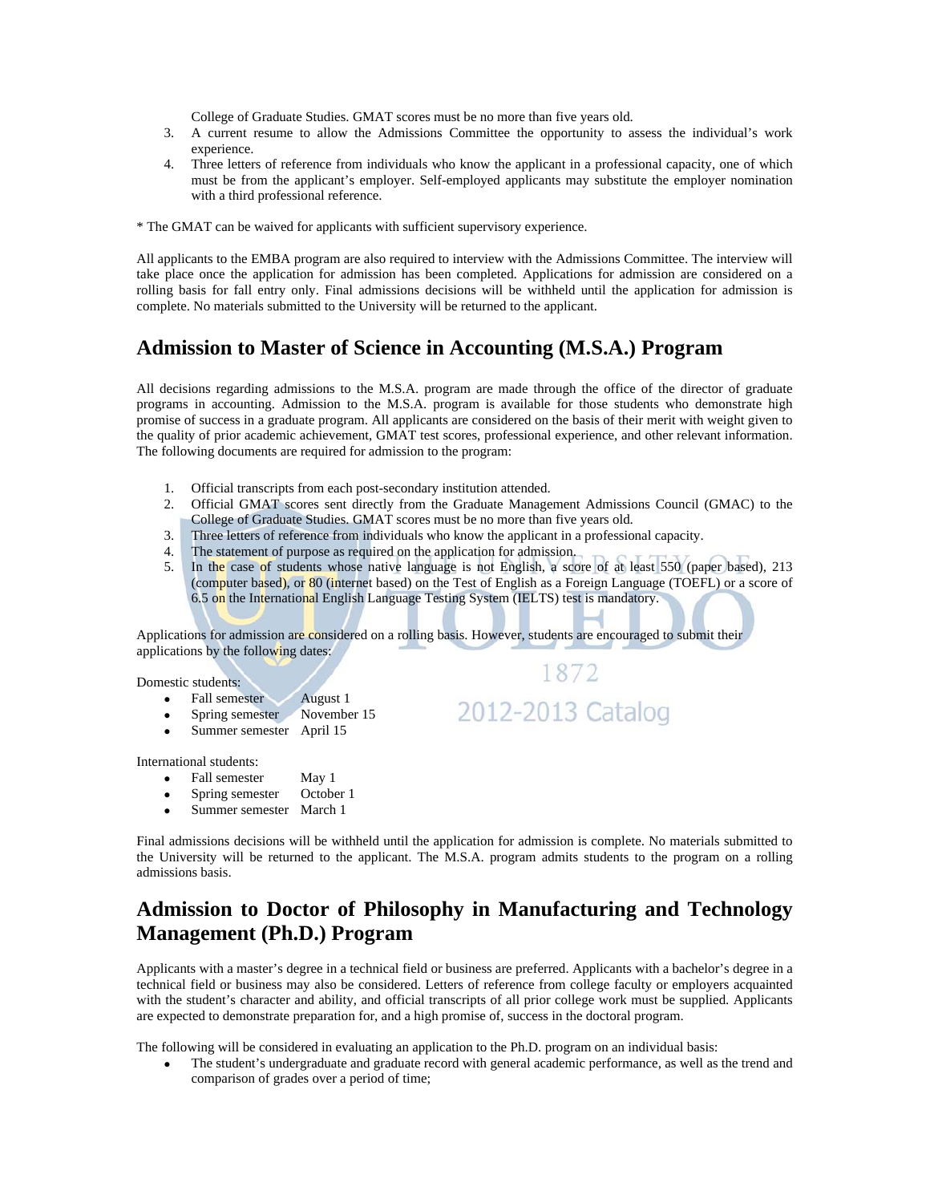College of Graduate Studies. GMAT scores must be no more than five years old.

3. A current resume to allow the Admissions Committee the opportunity to assess the individual's work experience.
4. Three letters of reference from individuals who know the applicant in a professional capacity, one of which must be from the applicant's employer. Self-employed applicants may substitute the employer nomination with a third professional reference.

* The GMAT can be waived for applicants with sufficient supervisory experience.

All applicants to the EMBA program are also required to interview with the Admissions Committee. The interview will take place once the application for admission has been completed. Applications for admission are considered on a rolling basis for fall entry only. Final admissions decisions will be withheld until the application for admission is complete. No materials submitted to the University will be returned to the applicant.

## Admission to Master of Science in Accounting (M.S.A.) Program

All decisions regarding admissions to the M.S.A. program are made through the office of the director of graduate programs in accounting. Admission to the M.S.A. program is available for those students who demonstrate high promise of success in a graduate program. All applicants are considered on the basis of their merit with weight given to the quality of prior academic achievement, GMAT test scores, professional experience, and other relevant information. The following documents are required for admission to the program:

1. Official transcripts from each post-secondary institution attended.
2. Official GMAT scores sent directly from the Graduate Management Admissions Council (GMAC) to the College of Graduate Studies. GMAT scores must be no more than five years old.
3. Three letters of reference from individuals who know the applicant in a professional capacity.
4. The statement of purpose as required on the application for admission.
5. In the case of students whose native language is not English, a score of at least 550 (paper based), 213 (computer based), or 80 (internet based) on the Test of English as a Foreign Language (TOEFL) or a score of 6.5 on the International English Language Testing System (IELTS) test is mandatory.

Applications for admission are considered on a rolling basis. However, students are encouraged to submit their applications by the following dates:

Domestic students:

- Fall semester August 1
- Spring semester November 15
- Summer semester April 15

International students:

- Fall semester May 1
- Spring semester October 1
- Summer semester March 1

Final admissions decisions will be withheld until the application for admission is complete. No materials submitted to the University will be returned to the applicant. The M.S.A. program admits students to the program on a rolling admissions basis.

## Admission to Doctor of Philosophy in Manufacturing and Technology Management (Ph.D.) Program

Applicants with a master's degree in a technical field or business are preferred. Applicants with a bachelor's degree in a technical field or business may also be considered. Letters of reference from college faculty or employers acquainted with the student's character and ability, and official transcripts of all prior college work must be supplied. Applicants are expected to demonstrate preparation for, and a high promise of, success in the doctoral program.

The following will be considered in evaluating an application to the Ph.D. program on an individual basis:

- The student's undergraduate and graduate record with general academic performance, as well as the trend and comparison of grades over a period of time;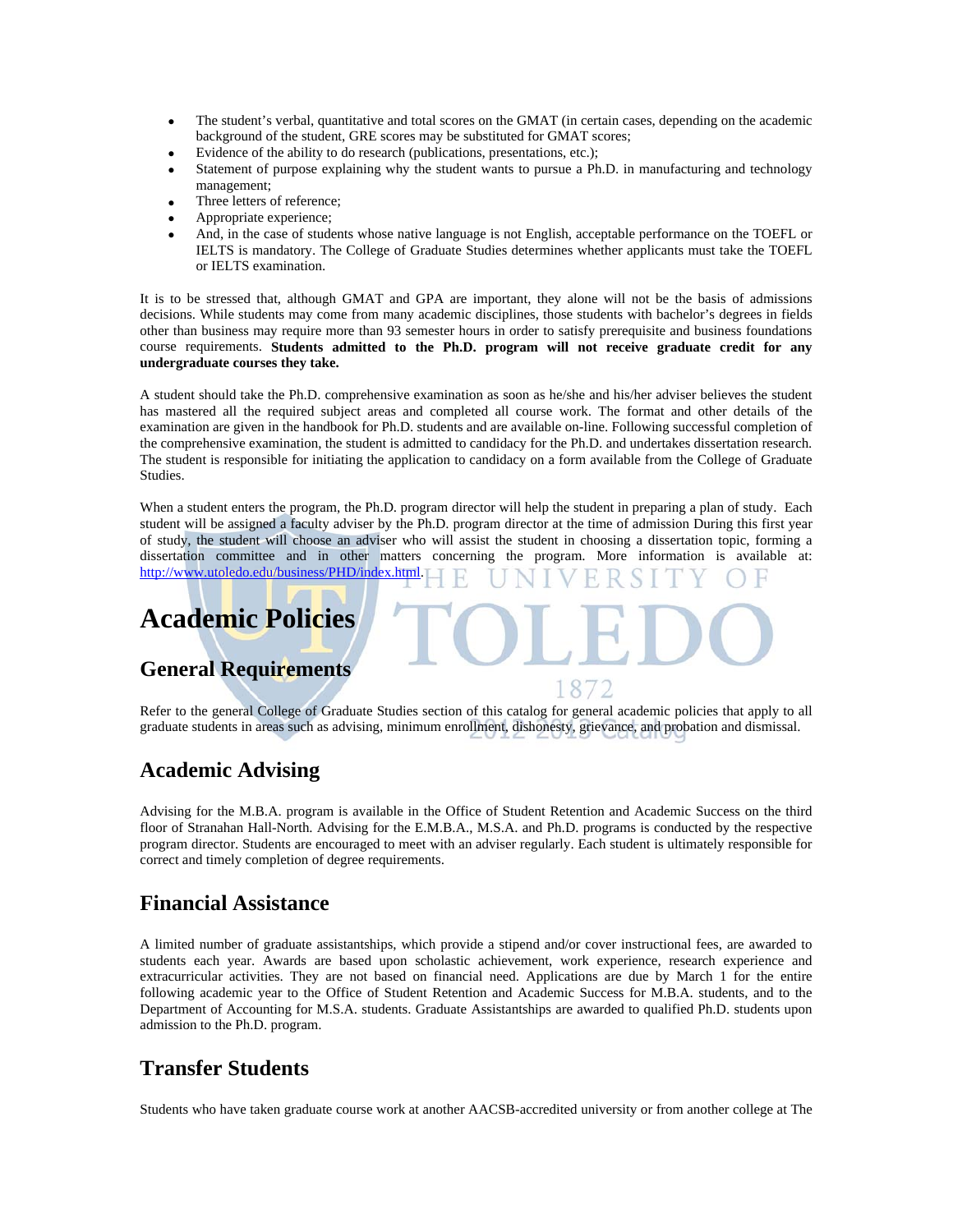- The student's verbal, quantitative and total scores on the GMAT (in certain cases, depending on the academic background of the student, GRE scores may be substituted for GMAT scores;
- Evidence of the ability to do research (publications, presentations, etc.);
- Statement of purpose explaining why the student wants to pursue a Ph.D. in manufacturing and technology management;
- Three letters of reference;
- Appropriate experience;
- And, in the case of students whose native language is not English, acceptable performance on the TOEFL or IELTS is mandatory. The College of Graduate Studies determines whether applicants must take the TOEFL or IELTS examination.

It is to be stressed that, although GMAT and GPA are important, they alone will not be the basis of admissions decisions. While students may come from many academic disciplines, those students with bachelor's degrees in fields other than business may require more than 93 semester hours in order to satisfy prerequisite and business foundations course requirements. **Students admitted to the Ph.D. program will not receive graduate credit for any undergraduate courses they take.**

A student should take the Ph.D. comprehensive examination as soon as he/she and his/her adviser believes the student has mastered all the required subject areas and completed all course work. The format and other details of the examination are given in the handbook for Ph.D. students and are available on-line. Following successful completion of the comprehensive examination, the student is admitted to candidacy for the Ph.D. and undertakes dissertation research. The student is responsible for initiating the application to candidacy on a form available from the College of Graduate Studies.

When a student enters the program, the Ph.D. program director will help the student in preparing a plan of study. Each student will be assigned a faculty adviser by the Ph.D. program director at the time of admission During this first year of study, the student will choose an adviser who will assist the student in choosing a dissertation topic, forming a dissertation committee and in other matters concerning the program. More information is available at: http://www.utoledo.edu/business/PHD/index.html.

# Academic Policies

## General Requirements

Refer to the general College of Graduate Studies section of this catalog for general academic policies that apply to all graduate students in areas such as advising, minimum enrollment, dishonesty, grievance, and probation and dismissal.

## Academic Advising

Advising for the M.B.A. program is available in the Office of Student Retention and Academic Success on the third floor of Stranahan Hall-North. Advising for the E.M.B.A., M.S.A. and Ph.D. programs is conducted by the respective program director. Students are encouraged to meet with an adviser regularly. Each student is ultimately responsible for correct and timely completion of degree requirements.

## Financial Assistance

A limited number of graduate assistantships, which provide a stipend and/or cover instructional fees, are awarded to students each year. Awards are based upon scholastic achievement, work experience, research experience and extracurricular activities. They are not based on financial need. Applications are due by March 1 for the entire following academic year to the Office of Student Retention and Academic Success for M.B.A. students, and to the Department of Accounting for M.S.A. students. Graduate Assistantships are awarded to qualified Ph.D. students upon admission to the Ph.D. program.

## Transfer Students

Students who have taken graduate course work at another AACSB-accredited university or from another college at The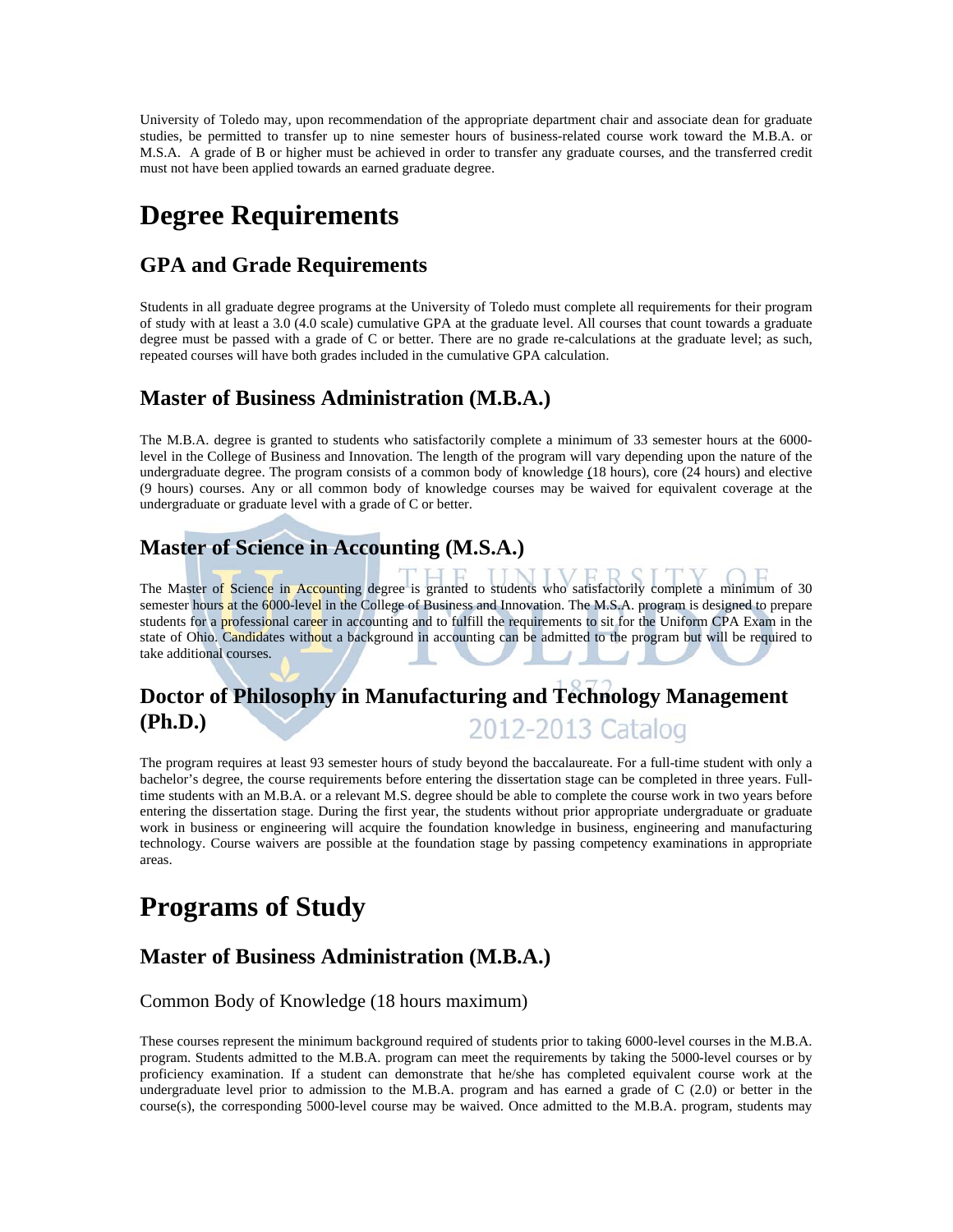University of Toledo may, upon recommendation of the appropriate department chair and associate dean for graduate studies, be permitted to transfer up to nine semester hours of business-related course work toward the M.B.A. or M.S.A. A grade of B or higher must be achieved in order to transfer any graduate courses, and the transferred credit must not have been applied towards an earned graduate degree.

# Degree Requirements

## GPA and Grade Requirements

Students in all graduate degree programs at the University of Toledo must complete all requirements for their program of study with at least a 3.0 (4.0 scale) cumulative GPA at the graduate level. All courses that count towards a graduate degree must be passed with a grade of C or better. There are no grade re-calculations at the graduate level; as such, repeated courses will have both grades included in the cumulative GPA calculation.

## Master of Business Administration (M.B.A.)

The M.B.A. degree is granted to students who satisfactorily complete a minimum of 33 semester hours at the 6000-level in the College of Business and Innovation. The length of the program will vary depending upon the nature of the undergraduate degree. The program consists of a common body of knowledge (18 hours), core (24 hours) and elective (9 hours) courses. Any or all common body of knowledge courses may be waived for equivalent coverage at the undergraduate or graduate level with a grade of C or better.

## Master of Science in Accounting (M.S.A.)

The Master of Science in Accounting degree is granted to students who satisfactorily complete a minimum of 30 semester hours at the 6000-level in the College of Business and Innovation. The M.S.A. program is designed to prepare students for a professional career in accounting and to fulfill the requirements to sit for the Uniform CPA Exam in the state of Ohio. Candidates without a background in accounting can be admitted to the program but will be required to take additional courses.

## Doctor of Philosophy in Manufacturing and Technology Management (Ph.D.)

The program requires at least 93 semester hours of study beyond the baccalaureate. For a full-time student with only a bachelor's degree, the course requirements before entering the dissertation stage can be completed in three years. Full-time students with an M.B.A. or a relevant M.S. degree should be able to complete the course work in two years before entering the dissertation stage. During the first year, the students without prior appropriate undergraduate or graduate work in business or engineering will acquire the foundation knowledge in business, engineering and manufacturing technology. Course waivers are possible at the foundation stage by passing competency examinations in appropriate areas.

# Programs of Study

## Master of Business Administration (M.B.A.)

### Common Body of Knowledge (18 hours maximum)

These courses represent the minimum background required of students prior to taking 6000-level courses in the M.B.A. program. Students admitted to the M.B.A. program can meet the requirements by taking the 5000-level courses or by proficiency examination. If a student can demonstrate that he/she has completed equivalent course work at the undergraduate level prior to admission to the M.B.A. program and has earned a grade of C (2.0) or better in the course(s), the corresponding 5000-level course may be waived. Once admitted to the M.B.A. program, students may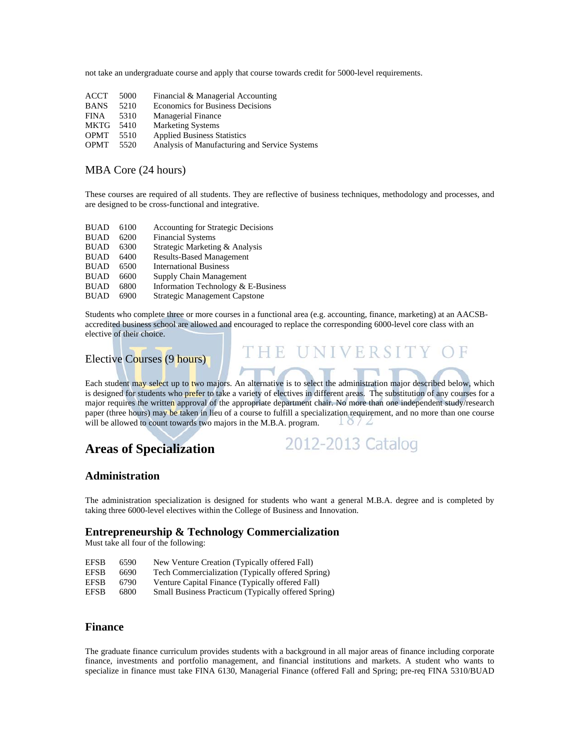not take an undergraduate course and apply that course towards credit for 5000-level requirements.

| | | |
|---|---|---|
| ACCT | 5000 | Financial & Managerial Accounting |
| BANS | 5210 | Economics for Business Decisions |
| FINA | 5310 | Managerial Finance |
| MKTG | 5410 | Marketing Systems |
| OPMT | 5510 | Applied Business Statistics |
| OPMT | 5520 | Analysis of Manufacturing and Service Systems |

### MBA Core (24 hours)

These courses are required of all students. They are reflective of business techniques, methodology and processes, and are designed to be cross-functional and integrative.

| | | |
|---|---|---|
| BUAD | 6100 | Accounting for Strategic Decisions |
| BUAD | 6200 | Financial Systems |
| BUAD | 6300 | Strategic Marketing & Analysis |
| BUAD | 6400 | Results-Based Management |
| BUAD | 6500 | International Business |
| BUAD | 6600 | Supply Chain Management |
| BUAD | 6800 | Information Technology & E-Business |
| BUAD | 6900 | Strategic Management Capstone |

Students who complete three or more courses in a functional area (e.g. accounting, finance, marketing) at an AACSB-accredited business school are allowed and encouraged to replace the corresponding 6000-level core class with an elective of their choice.

### Elective Courses (9 hours)

Each student may select up to two majors. An alternative is to select the administration major described below, which is designed for students who prefer to take a variety of electives in different areas. The substitution of any courses for a major requires the written approval of the appropriate department chair. No more than one independent study/research paper (three hours) may be taken in lieu of a course to fulfill a specialization requirement, and no more than one course will be allowed to count towards two majors in the M.B.A. program.

## Areas of Specialization

### Administration

The administration specialization is designed for students who want a general M.B.A. degree and is completed by taking three 6000-level electives within the College of Business and Innovation.

### Entrepreneurship & Technology Commercialization

Must take all four of the following:

| | | |
|---|---|---|
| EFSB | 6590 | New Venture Creation (Typically offered Fall) |
| EFSB | 6690 | Tech Commercialization (Typically offered Spring) |
| EFSB | 6790 | Venture Capital Finance (Typically offered Fall) |
| EFSB | 6800 | Small Business Practicum (Typically offered Spring) |

### Finance

The graduate finance curriculum provides students with a background in all major areas of finance including corporate finance, investments and portfolio management, and financial institutions and markets. A student who wants to specialize in finance must take FINA 6130, Managerial Finance (offered Fall and Spring; pre-req FINA 5310/BUAD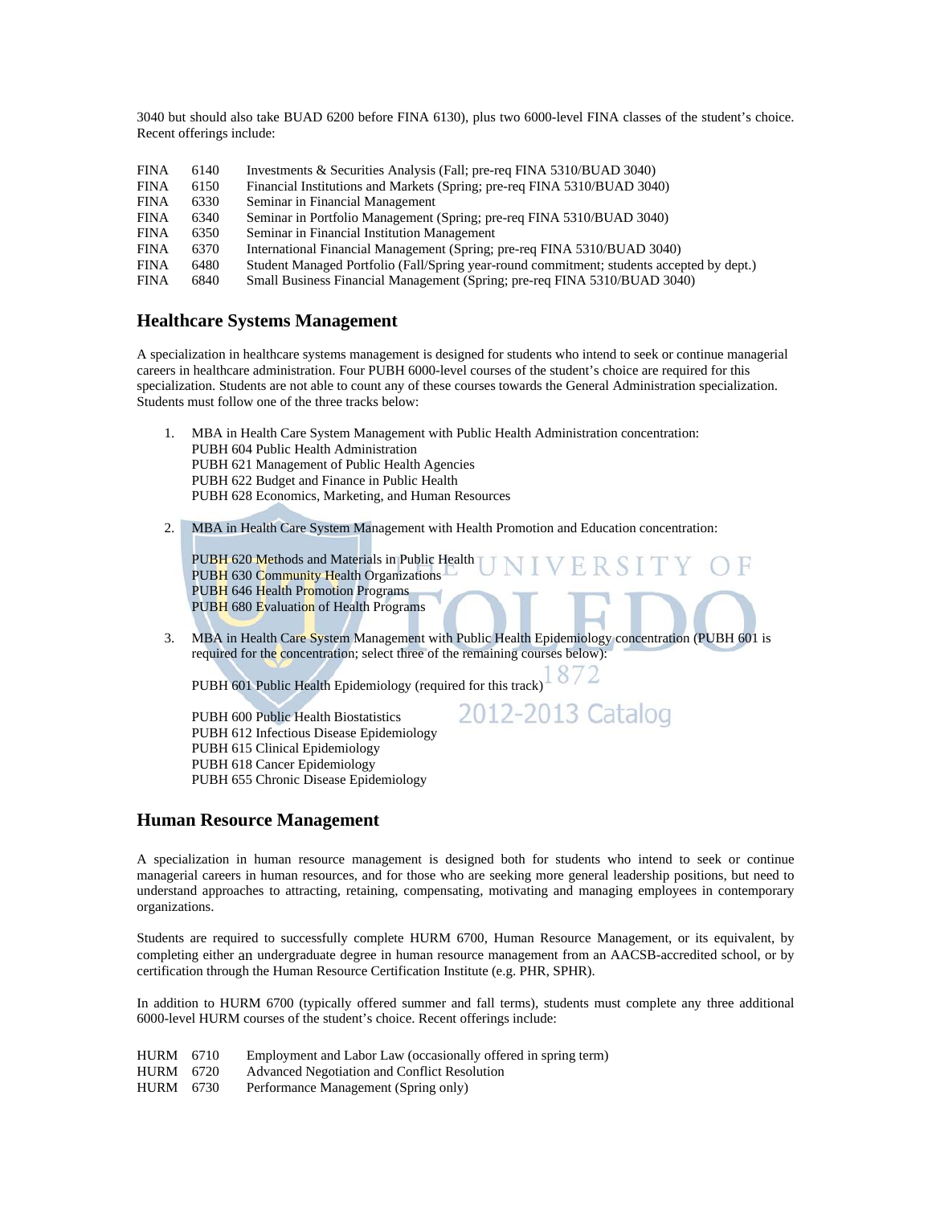3040 but should also take BUAD 6200 before FINA 6130), plus two 6000-level FINA classes of the student's choice. Recent offerings include:

| | | |
|---|---|---|
| FINA | 6140 | Investments & Securities Analysis (Fall; pre-req FINA 5310/BUAD 3040) |
| FINA | 6150 | Financial Institutions and Markets (Spring; pre-req FINA 5310/BUAD 3040) |
| FINA | 6330 | Seminar in Financial Management |
| FINA | 6340 | Seminar in Portfolio Management (Spring; pre-req FINA 5310/BUAD 3040) |
| FINA | 6350 | Seminar in Financial Institution Management |
| FINA | 6370 | International Financial Management (Spring; pre-req FINA 5310/BUAD 3040) |
| FINA | 6480 | Student Managed Portfolio (Fall/Spring year-round commitment; students accepted by dept.) |
| FINA | 6840 | Small Business Financial Management (Spring; pre-req FINA 5310/BUAD 3040) |

## Healthcare Systems Management

A specialization in healthcare systems management is designed for students who intend to seek or continue managerial careers in healthcare administration. Four PUBH 6000-level courses of the student's choice are required for this specialization. Students are not able to count any of these courses towards the General Administration specialization. Students must follow one of the three tracks below:

1. MBA in Health Care System Management with Public Health Administration concentration:
   PUBH 604 Public Health Administration
   PUBH 621 Management of Public Health Agencies
   PUBH 622 Budget and Finance in Public Health
   PUBH 628 Economics, Marketing, and Human Resources

2. MBA in Health Care System Management with Health Promotion and Education concentration:

   PUBH 620 Methods and Materials in Public Health
   PUBH 630 Community Health Organizations
   PUBH 646 Health Promotion Programs
   PUBH 680 Evaluation of Health Programs

3. MBA in Health Care System Management with Public Health Epidemiology concentration (PUBH 601 is required for the concentration; select three of the remaining courses below):

   PUBH 601 Public Health Epidemiology (required for this track)

   PUBH 600 Public Health Biostatistics
   PUBH 612 Infectious Disease Epidemiology
   PUBH 615 Clinical Epidemiology
   PUBH 618 Cancer Epidemiology
   PUBH 655 Chronic Disease Epidemiology

## Human Resource Management

A specialization in human resource management is designed both for students who intend to seek or continue managerial careers in human resources, and for those who are seeking more general leadership positions, but need to understand approaches to attracting, retaining, compensating, motivating and managing employees in contemporary organizations.

Students are required to successfully complete HURM 6700, Human Resource Management, or its equivalent, by completing either an undergraduate degree in human resource management from an AACSB-accredited school, or by certification through the Human Resource Certification Institute (e.g. PHR, SPHR).

In addition to HURM 6700 (typically offered summer and fall terms), students must complete any three additional 6000-level HURM courses of the student's choice. Recent offerings include:

| | | |
|---|---|---|
| HURM | 6710 | Employment and Labor Law (occasionally offered in spring term) |
| HURM | 6720 | Advanced Negotiation and Conflict Resolution |
| HURM | 6730 | Performance Management (Spring only) |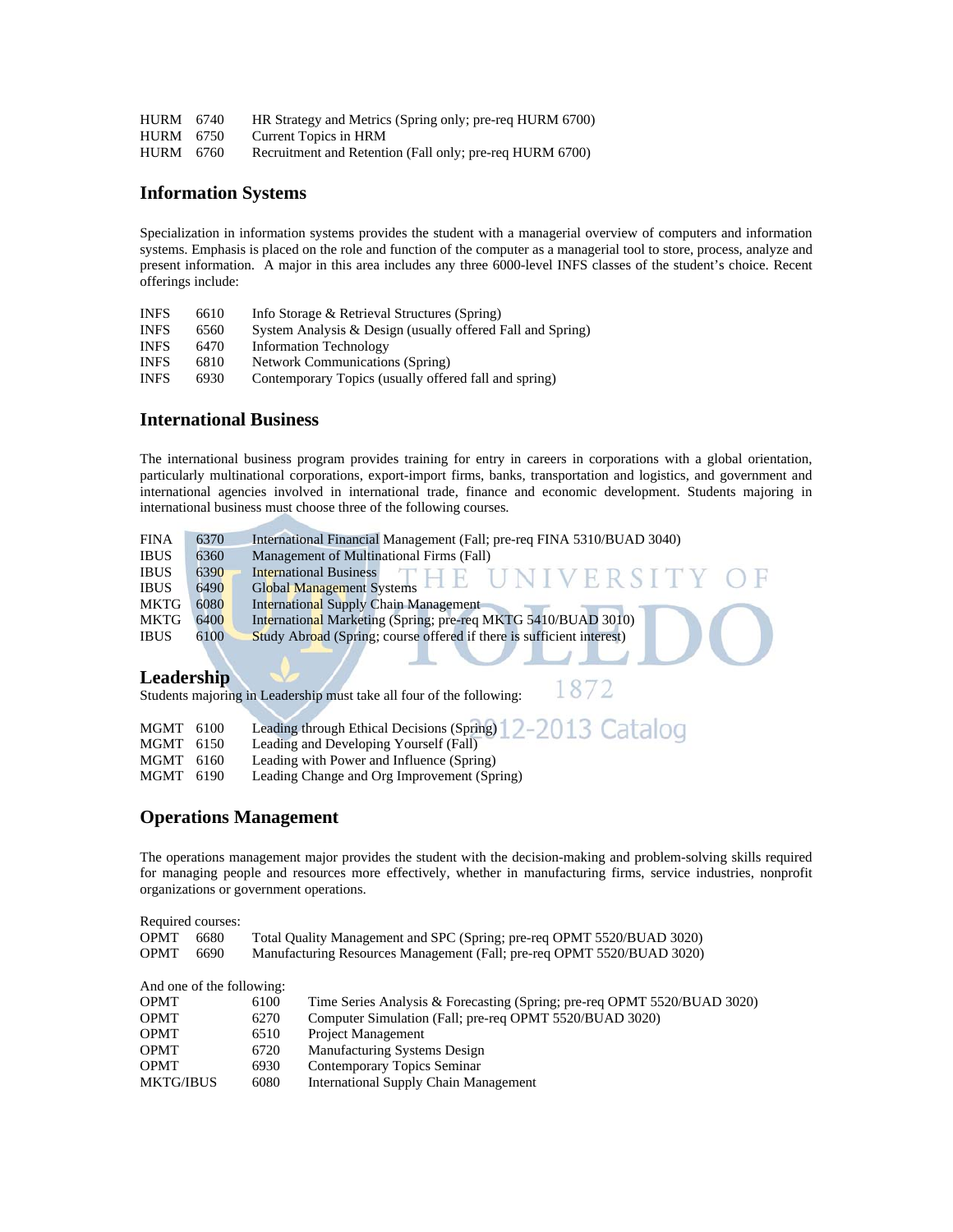| | | |
|---|---|---|
| HURM | 6740 | HR Strategy and Metrics (Spring only; pre-req HURM 6700) |
| HURM | 6750 | Current Topics in HRM |
| HURM | 6760 | Recruitment and Retention (Fall only; pre-req HURM 6700) |

## Information Systems

Specialization in information systems provides the student with a managerial overview of computers and information systems. Emphasis is placed on the role and function of the computer as a managerial tool to store, process, analyze and present information. A major in this area includes any three 6000-level INFS classes of the student's choice. Recent offerings include:

| | | |
|---|---|---|
| INFS | 6610 | Info Storage & Retrieval Structures (Spring) |
| INFS | 6560 | System Analysis & Design (usually offered Fall and Spring) |
| INFS | 6470 | Information Technology |
| INFS | 6810 | Network Communications (Spring) |
| INFS | 6930 | Contemporary Topics (usually offered fall and spring) |

## International Business

The international business program provides training for entry in careers in corporations with a global orientation, particularly multinational corporations, export-import firms, banks, transportation and logistics, and government and international agencies involved in international trade, finance and economic development. Students majoring in international business must choose three of the following courses.

| | | |
|---|---|---|
| FINA | 6370 | International Financial Management (Fall; pre-req FINA 5310/BUAD 3040) |
| IBUS | 6360 | Management of Multinational Firms (Fall) |
| IBUS | 6390 | International Business |
| IBUS | 6490 | Global Management Systems |
| MKTG | 6080 | International Supply Chain Management |
| MKTG | 6400 | International Marketing (Spring; pre-req MKTG 5410/BUAD 3010) |
| IBUS | 6100 | Study Abroad (Spring; course offered if there is sufficient interest) |

## Leadership

Students majoring in Leadership must take all four of the following:

| | | |
|---|---|---|
| MGMT | 6100 | Leading through Ethical Decisions (Spring) |
| MGMT | 6150 | Leading and Developing Yourself (Fall) |
| MGMT | 6160 | Leading with Power and Influence (Spring) |
| MGMT | 6190 | Leading Change and Org Improvement (Spring) |

## Operations Management

The operations management major provides the student with the decision-making and problem-solving skills required for managing people and resources more effectively, whether in manufacturing firms, service industries, nonprofit organizations or government operations.

Required courses:

| | | |
|---|---|---|
| OPMT | 6680 | Total Quality Management and SPC (Spring; pre-req OPMT 5520/BUAD 3020) |
| OPMT | 6690 | Manufacturing Resources Management (Fall; pre-req OPMT 5520/BUAD 3020) |

And one of the following:

| | | |
|---|---|---|
| OPMT | 6100 | Time Series Analysis & Forecasting (Spring; pre-req OPMT 5520/BUAD 3020) |
| OPMT | 6270 | Computer Simulation (Fall; pre-req OPMT 5520/BUAD 3020) |
| OPMT | 6510 | Project Management |
| OPMT | 6720 | Manufacturing Systems Design |
| OPMT | 6930 | Contemporary Topics Seminar |
| MKTG/IBUS | 6080 | International Supply Chain Management |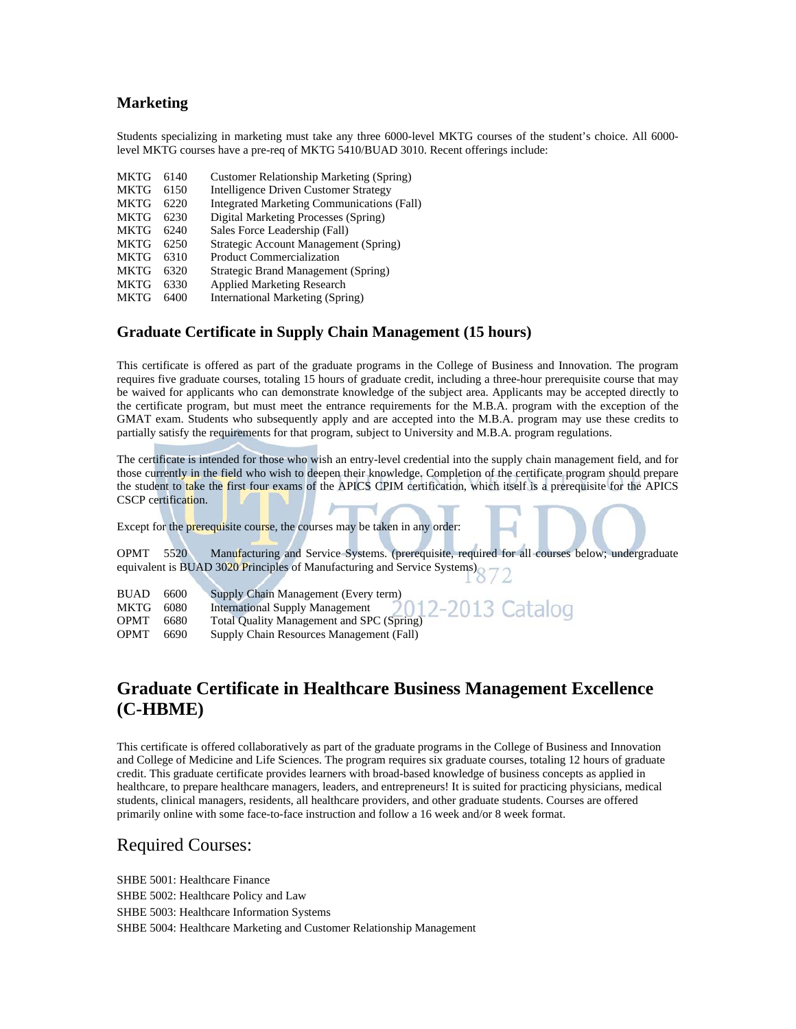### Marketing

Students specializing in marketing must take any three 6000-level MKTG courses of the student's choice. All 6000-level MKTG courses have a pre-req of MKTG 5410/BUAD 3010. Recent offerings include:

| | | |
|---|---|---|
| MKTG | 6140 | Customer Relationship Marketing (Spring) |
| MKTG | 6150 | Intelligence Driven Customer Strategy |
| MKTG | 6220 | Integrated Marketing Communications (Fall) |
| MKTG | 6230 | Digital Marketing Processes (Spring) |
| MKTG | 6240 | Sales Force Leadership (Fall) |
| MKTG | 6250 | Strategic Account Management (Spring) |
| MKTG | 6310 | Product Commercialization |
| MKTG | 6320 | Strategic Brand Management (Spring) |
| MKTG | 6330 | Applied Marketing Research |
| MKTG | 6400 | International Marketing (Spring) |

### Graduate Certificate in Supply Chain Management (15 hours)

This certificate is offered as part of the graduate programs in the College of Business and Innovation. The program requires five graduate courses, totaling 15 hours of graduate credit, including a three-hour prerequisite course that may be waived for applicants who can demonstrate knowledge of the subject area. Applicants may be accepted directly to the certificate program, but must meet the entrance requirements for the M.B.A. program with the exception of the GMAT exam. Students who subsequently apply and are accepted into the M.B.A. program may use these credits to partially satisfy the requirements for that program, subject to University and M.B.A. program regulations.

The certificate is intended for those who wish an entry-level credential into the supply chain management field, and for those currently in the field who wish to deepen their knowledge. Completion of the certificate program should prepare the student to take the first four exams of the APICS CPIM certification, which itself is a prerequisite for the APICS CSCP certification.

Except for the prerequisite course, the courses may be taken in any order:

OPMT 5520 Manufacturing and Service Systems. (prerequisite, required for all courses below; undergraduate equivalent is BUAD 3020 Principles of Manufacturing and Service Systems)

| | | |
|---|---|---|
| BUAD | 6600 | Supply Chain Management (Every term) |
| MKTG | 6080 | International Supply Management |
| OPMT | 6680 | Total Quality Management and SPC (Spring) |
| OPMT | 6690 | Supply Chain Resources Management (Fall) |

## Graduate Certificate in Healthcare Business Management Excellence (C-HBME)

This certificate is offered collaboratively as part of the graduate programs in the College of Business and Innovation and College of Medicine and Life Sciences. The program requires six graduate courses, totaling 12 hours of graduate credit. This graduate certificate provides learners with broad-based knowledge of business concepts as applied in healthcare, to prepare healthcare managers, leaders, and entrepreneurs! It is suited for practicing physicians, medical students, clinical managers, residents, all healthcare providers, and other graduate students. Courses are offered primarily online with some face-to-face instruction and follow a 16 week and/or 8 week format.

## Required Courses:

SHBE 5001: Healthcare Finance

SHBE 5002: Healthcare Policy and Law

SHBE 5003: Healthcare Information Systems

SHBE 5004: Healthcare Marketing and Customer Relationship Management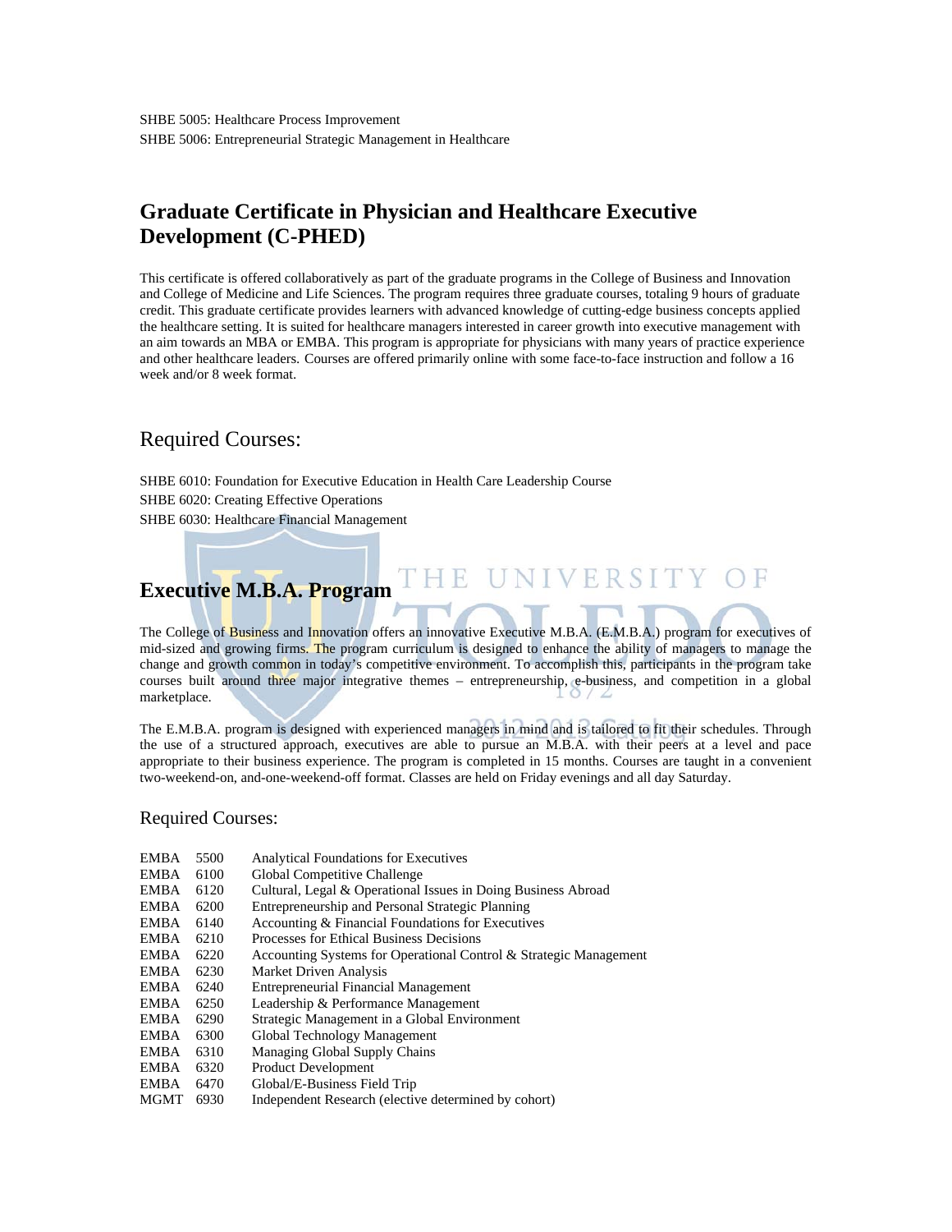SHBE 5005: Healthcare Process Improvement

SHBE 5006: Entrepreneurial Strategic Management in Healthcare

## Graduate Certificate in Physician and Healthcare Executive Development (C-PHED)

This certificate is offered collaboratively as part of the graduate programs in the College of Business and Innovation and College of Medicine and Life Sciences. The program requires three graduate courses, totaling 9 hours of graduate credit. This graduate certificate provides learners with advanced knowledge of cutting-edge business concepts applied the healthcare setting. It is suited for healthcare managers interested in career growth into executive management with an aim towards an MBA or EMBA. This program is appropriate for physicians with many years of practice experience and other healthcare leaders. Courses are offered primarily online with some face-to-face instruction and follow a 16 week and/or 8 week format.

### Required Courses:

SHBE 6010: Foundation for Executive Education in Health Care Leadership Course

SHBE 6020: Creating Effective Operations

SHBE 6030: Healthcare Financial Management

## Executive M.B.A. Program

The College of Business and Innovation offers an innovative Executive M.B.A. (E.M.B.A.) program for executives of mid-sized and growing firms. The program curriculum is designed to enhance the ability of managers to manage the change and growth common in today's competitive environment. To accomplish this, participants in the program take courses built around three major integrative themes – entrepreneurship, e-business, and competition in a global marketplace.

The E.M.B.A. program is designed with experienced managers in mind and is tailored to fit their schedules. Through the use of a structured approach, executives are able to pursue an M.B.A. with their peers at a level and pace appropriate to their business experience. The program is completed in 15 months. Courses are taught in a convenient two-weekend-on, and-one-weekend-off format. Classes are held on Friday evenings and all day Saturday.

### Required Courses:

| | | |
|---|---|---|
| EMBA | 5500 | Analytical Foundations for Executives |
| EMBA | 6100 | Global Competitive Challenge |
| EMBA | 6120 | Cultural, Legal & Operational Issues in Doing Business Abroad |
| EMBA | 6200 | Entrepreneurship and Personal Strategic Planning |
| EMBA | 6140 | Accounting & Financial Foundations for Executives |
| EMBA | 6210 | Processes for Ethical Business Decisions |
| EMBA | 6220 | Accounting Systems for Operational Control & Strategic Management |
| EMBA | 6230 | Market Driven Analysis |
| EMBA | 6240 | Entrepreneurial Financial Management |
| EMBA | 6250 | Leadership & Performance Management |
| EMBA | 6290 | Strategic Management in a Global Environment |
| EMBA | 6300 | Global Technology Management |
| EMBA | 6310 | Managing Global Supply Chains |
| EMBA | 6320 | Product Development |
| EMBA | 6470 | Global/E-Business Field Trip |
| MGMT | 6930 | Independent Research (elective determined by cohort) |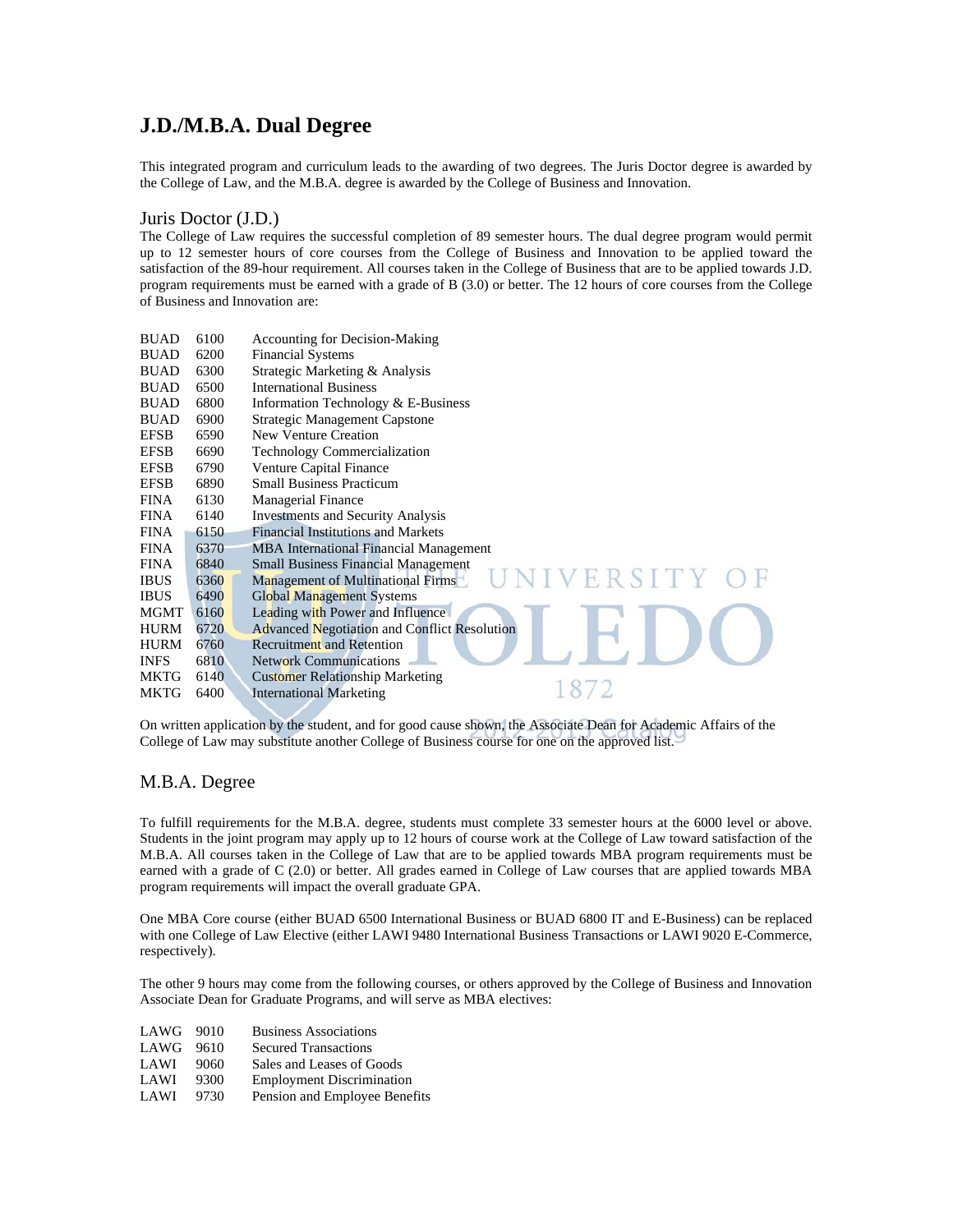# J.D./M.B.A. Dual Degree

This integrated program and curriculum leads to the awarding of two degrees. The Juris Doctor degree is awarded by the College of Law, and the M.B.A. degree is awarded by the College of Business and Innovation.

## Juris Doctor (J.D.)

The College of Law requires the successful completion of 89 semester hours. The dual degree program would permit up to 12 semester hours of core courses from the College of Business and Innovation to be applied toward the satisfaction of the 89-hour requirement. All courses taken in the College of Business that are to be applied towards J.D. program requirements must be earned with a grade of B (3.0) or better. The 12 hours of core courses from the College of Business and Innovation are:

| | | |
|---|---|---|
| BUAD | 6100 | Accounting for Decision-Making |
| BUAD | 6200 | Financial Systems |
| BUAD | 6300 | Strategic Marketing & Analysis |
| BUAD | 6500 | International Business |
| BUAD | 6800 | Information Technology & E-Business |
| BUAD | 6900 | Strategic Management Capstone |
| EFSB | 6590 | New Venture Creation |
| EFSB | 6690 | Technology Commercialization |
| EFSB | 6790 | Venture Capital Finance |
| EFSB | 6890 | Small Business Practicum |
| FINA | 6130 | Managerial Finance |
| FINA | 6140 | Investments and Security Analysis |
| FINA | 6150 | Financial Institutions and Markets |
| FINA | 6370 | MBA International Financial Management |
| FINA | 6840 | Small Business Financial Management |
| IBUS | 6360 | Management of Multinational Firms |
| IBUS | 6490 | Global Management Systems |
| MGMT | 6160 | Leading with Power and Influence |
| HURM | 6720 | Advanced Negotiation and Conflict Resolution |
| HURM | 6760 | Recruitment and Retention |
| INFS | 6810 | Network Communications |
| MKTG | 6140 | Customer Relationship Marketing |
| MKTG | 6400 | International Marketing |

On written application by the student, and for good cause shown, the Associate Dean for Academic Affairs of the College of Law may substitute another College of Business course for one on the approved list.

## M.B.A. Degree

To fulfill requirements for the M.B.A. degree, students must complete 33 semester hours at the 6000 level or above. Students in the joint program may apply up to 12 hours of course work at the College of Law toward satisfaction of the M.B.A. All courses taken in the College of Law that are to be applied towards MBA program requirements must be earned with a grade of C (2.0) or better. All grades earned in College of Law courses that are applied towards MBA program requirements will impact the overall graduate GPA.

One MBA Core course (either BUAD 6500 International Business or BUAD 6800 IT and E-Business) can be replaced with one College of Law Elective (either LAWI 9480 International Business Transactions or LAWI 9020 E-Commerce, respectively).

The other 9 hours may come from the following courses, or others approved by the College of Business and Innovation Associate Dean for Graduate Programs, and will serve as MBA electives:

| | | |
|---|---|---|
| LAWG | 9010 | Business Associations |
| LAWG | 9610 | Secured Transactions |
| LAWI | 9060 | Sales and Leases of Goods |
| LAWI | 9300 | Employment Discrimination |
| LAWI | 9730 | Pension and Employee Benefits |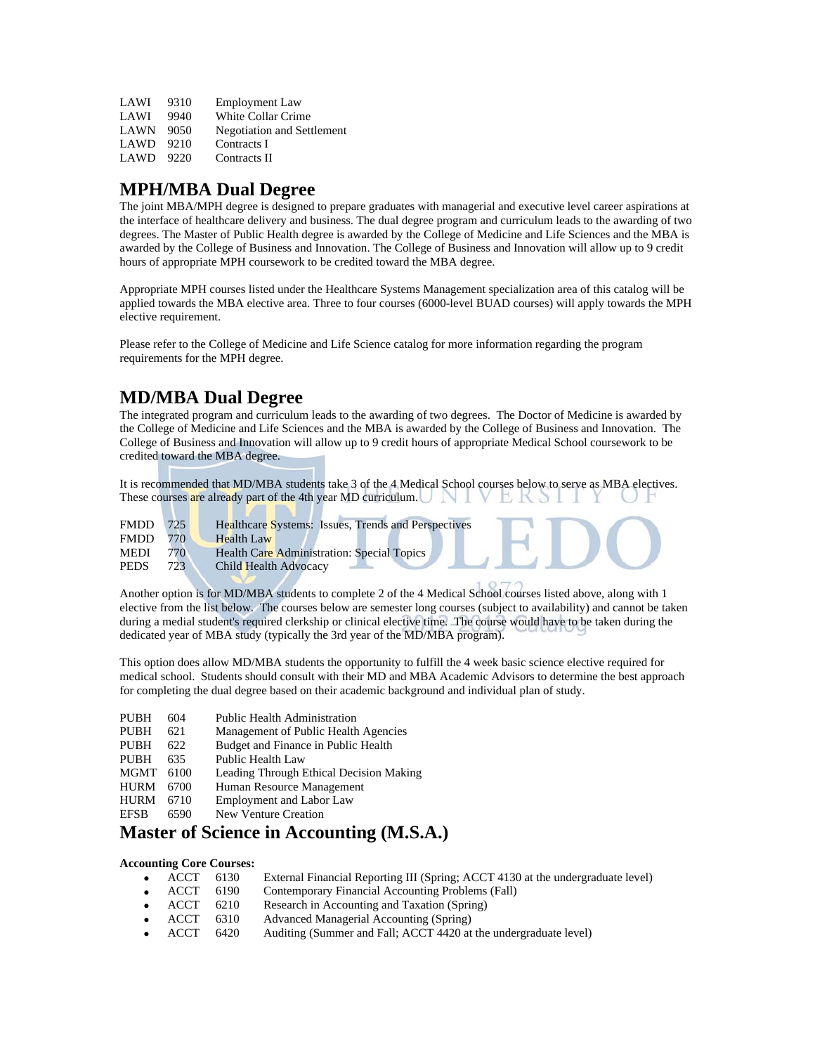| | | |
|---|---|---|
| LAWI | 9310 | Employment Law |
| LAWI | 9940 | White Collar Crime |
| LAWN | 9050 | Negotiation and Settlement |
| LAWD | 9210 | Contracts I |
| LAWD | 9220 | Contracts II |

## MPH/MBA Dual Degree

The joint MBA/MPH degree is designed to prepare graduates with managerial and executive level career aspirations at the interface of healthcare delivery and business. The dual degree program and curriculum leads to the awarding of two degrees. The Master of Public Health degree is awarded by the College of Medicine and Life Sciences and the MBA is awarded by the College of Business and Innovation. The College of Business and Innovation will allow up to 9 credit hours of appropriate MPH coursework to be credited toward the MBA degree.

Appropriate MPH courses listed under the Healthcare Systems Management specialization area of this catalog will be applied towards the MBA elective area. Three to four courses (6000-level BUAD courses) will apply towards the MPH elective requirement.

Please refer to the College of Medicine and Life Science catalog for more information regarding the program requirements for the MPH degree.

## MD/MBA Dual Degree

The integrated program and curriculum leads to the awarding of two degrees. The Doctor of Medicine is awarded by the College of Medicine and Life Sciences and the MBA is awarded by the College of Business and Innovation. The College of Business and Innovation will allow up to 9 credit hours of appropriate Medical School coursework to be credited toward the MBA degree.

It is recommended that MD/MBA students take 3 of the 4 Medical School courses below to serve as MBA electives. These courses are already part of the 4th year MD curriculum.

| | | |
|---|---|---|
| FMDD | 725 | Healthcare Systems: Issues, Trends and Perspectives |
| FMDD | 770 | Health Law |
| MEDI | 770 | Health Care Administration: Special Topics |
| PEDS | 723 | Child Health Advocacy |

Another option is for MD/MBA students to complete 2 of the 4 Medical School courses listed above, along with 1 elective from the list below. The courses below are semester long courses (subject to availability) and cannot be taken during a medial student's required clerkship or clinical elective time. The course would have to be taken during the dedicated year of MBA study (typically the 3rd year of the MD/MBA program).

This option does allow MD/MBA students the opportunity to fulfill the 4 week basic science elective required for medical school. Students should consult with their MD and MBA Academic Advisors to determine the best approach for completing the dual degree based on their academic background and individual plan of study.

| | | |
|---|---|---|
| PUBH | 604 | Public Health Administration |
| PUBH | 621 | Management of Public Health Agencies |
| PUBH | 622 | Budget and Finance in Public Health |
| PUBH | 635 | Public Health Law |
| MGMT | 6100 | Leading Through Ethical Decision Making |
| HURM | 6700 | Human Resource Management |
| HURM | 6710 | Employment and Labor Law |
| EFSB | 6590 | New Venture Creation |

## Master of Science in Accounting (M.S.A.)

**Accounting Core Courses:**

- ACCT 6130 External Financial Reporting III (Spring; ACCT 4130 at the undergraduate level)
- ACCT 6190 Contemporary Financial Accounting Problems (Fall)
- ACCT 6210 Research in Accounting and Taxation (Spring)
- ACCT 6310 Advanced Managerial Accounting (Spring)
- ACCT 6420 Auditing (Summer and Fall; ACCT 4420 at the undergraduate level)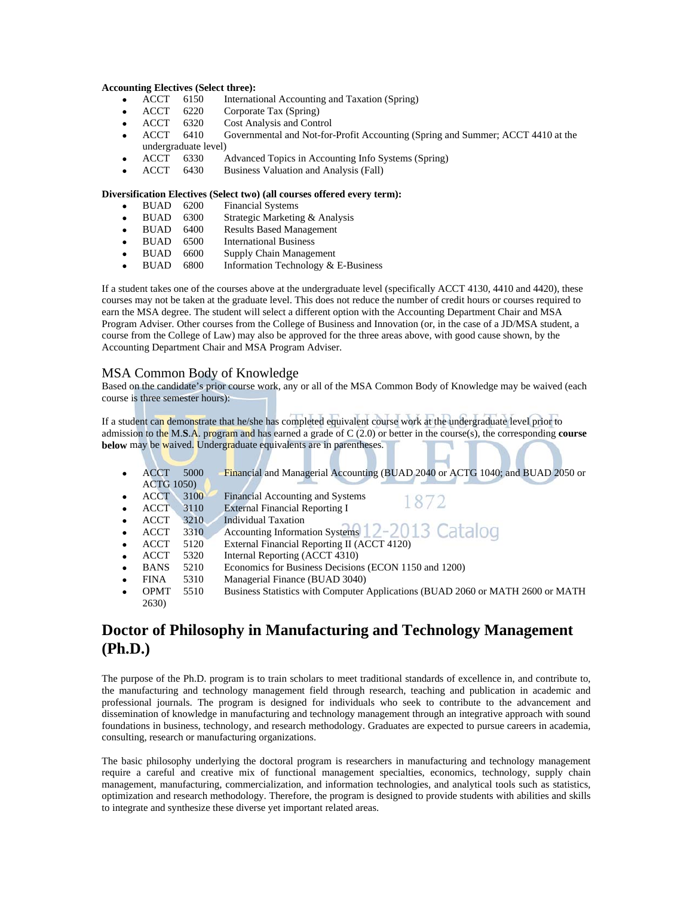**Accounting Electives (Select three):**

- ACCT 6150 International Accounting and Taxation (Spring)
- ACCT 6220 Corporate Tax (Spring)
- ACCT 6320 Cost Analysis and Control
- ACCT 6410 Governmental and Not-for-Profit Accounting (Spring and Summer; ACCT 4410 at the undergraduate level)
- ACCT 6330 Advanced Topics in Accounting Info Systems (Spring)
- ACCT 6430 Business Valuation and Analysis (Fall)

**Diversification Electives (Select two) (all courses offered every term):**

- BUAD 6200 Financial Systems
- BUAD 6300 Strategic Marketing & Analysis
- BUAD 6400 Results Based Management
- BUAD 6500 International Business
- BUAD 6600 Supply Chain Management
- BUAD 6800 Information Technology & E-Business

If a student takes one of the courses above at the undergraduate level (specifically ACCT 4130, 4410 and 4420), these courses may not be taken at the graduate level. This does not reduce the number of credit hours or courses required to earn the MSA degree. The student will select a different option with the Accounting Department Chair and MSA Program Adviser. Other courses from the College of Business and Innovation (or, in the case of a JD/MSA student, a course from the College of Law) may also be approved for the three areas above, with good cause shown, by the Accounting Department Chair and MSA Program Adviser.

### MSA Common Body of Knowledge

Based on the candidate's prior course work, any or all of the MSA Common Body of Knowledge may be waived (each course is three semester hours):

If a student can demonstrate that he/she has completed equivalent course work at the undergraduate level prior to admission to the M.S.A. program and has earned a grade of C (2.0) or better in the course(s), the corresponding **course below** may be waived. Undergraduate equivalents are in parentheses.

- ACCT 5000 Financial and Managerial Accounting (BUAD 2040 or ACTG 1040; and BUAD 2050 or ACTG 1050)
- ACCT 3100 Financial Accounting and Systems
- ACCT 3110 External Financial Reporting I
- ACCT 3210 Individual Taxation
- ACCT 3310 Accounting Information Systems
- ACCT 5120 External Financial Reporting II (ACCT 4120)
- ACCT 5320 Internal Reporting (ACCT 4310)
- BANS 5210 Economics for Business Decisions (ECON 1150 and 1200)
- FINA 5310 Managerial Finance (BUAD 3040)
- OPMT 5510 Business Statistics with Computer Applications (BUAD 2060 or MATH 2600 or MATH 2630)

## Doctor of Philosophy in Manufacturing and Technology Management (Ph.D.)

The purpose of the Ph.D. program is to train scholars to meet traditional standards of excellence in, and contribute to, the manufacturing and technology management field through research, teaching and publication in academic and professional journals. The program is designed for individuals who seek to contribute to the advancement and dissemination of knowledge in manufacturing and technology management through an integrative approach with sound foundations in business, technology, and research methodology. Graduates are expected to pursue careers in academia, consulting, research or manufacturing organizations.

The basic philosophy underlying the doctoral program is researchers in manufacturing and technology management require a careful and creative mix of functional management specialties, economics, technology, supply chain management, manufacturing, commercialization, and information technologies, and analytical tools such as statistics, optimization and research methodology. Therefore, the program is designed to provide students with abilities and skills to integrate and synthesize these diverse yet important related areas.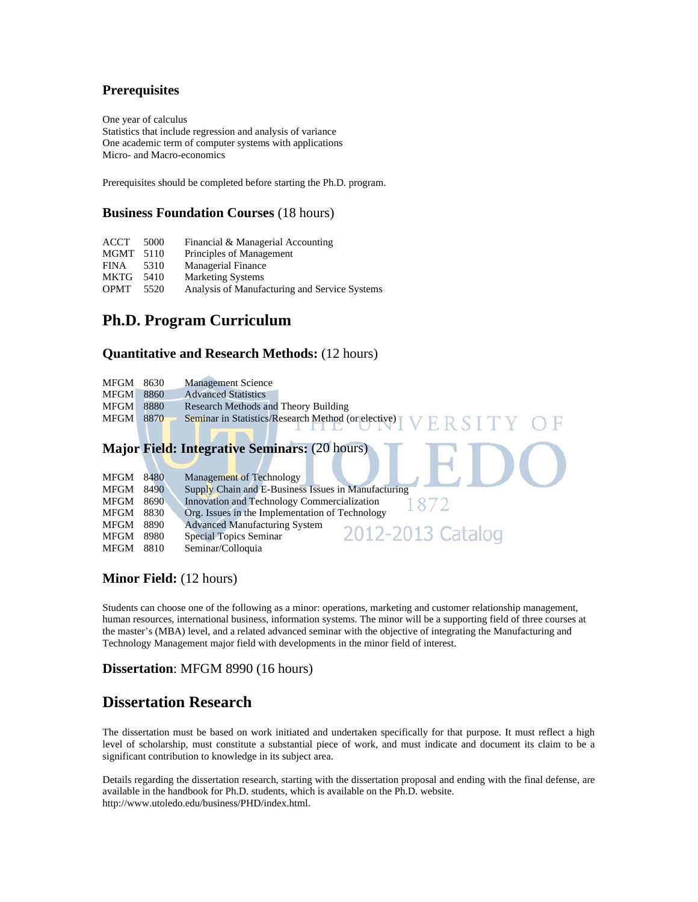### Prerequisites

One year of calculus
Statistics that include regression and analysis of variance
One academic term of computer systems with applications
Micro- and Macro-economics

Prerequisites should be completed before starting the Ph.D. program.

### **Business Foundation Courses** (18 hours)

| | | |
|---|---|---|
| ACCT | 5000 | Financial & Managerial Accounting |
| MGMT | 5110 | Principles of Management |
| FINA | 5310 | Managerial Finance |
| MKTG | 5410 | Marketing Systems |
| OPMT | 5520 | Analysis of Manufacturing and Service Systems |

## Ph.D. Program Curriculum

### **Quantitative and Research Methods:** (12 hours)

| | | |
|---|---|---|
| MFGM | 8630 | Management Science |
| MFGM | 8860 | Advanced Statistics |
| MFGM | 8880 | Research Methods and Theory Building |
| MFGM | 8870 | Seminar in Statistics/Research Method (or elective) |

### **Major Field: Integrative Seminars:** (20 hours)

| | | |
|---|---|---|
| MFGM | 8480 | Management of Technology |
| MFGM | 8490 | Supply Chain and E-Business Issues in Manufacturing |
| MFGM | 8690 | Innovation and Technology Commercialization |
| MFGM | 8830 | Org. Issues in the Implementation of Technology |
| MFGM | 8890 | Advanced Manufacturing System |
| MFGM | 8980 | Special Topics Seminar |
| MFGM | 8810 | Seminar/Colloquia |

### **Minor Field:** (12 hours)

Students can choose one of the following as a minor: operations, marketing and customer relationship management, human resources, international business, information systems. The minor will be a supporting field of three courses at the master's (MBA) level, and a related advanced seminar with the objective of integrating the Manufacturing and Technology Management major field with developments in the minor field of interest.

### **Dissertation**: MFGM 8990 (16 hours)

## Dissertation Research

The dissertation must be based on work initiated and undertaken specifically for that purpose. It must reflect a high level of scholarship, must constitute a substantial piece of work, and must indicate and document its claim to be a significant contribution to knowledge in its subject area.

Details regarding the dissertation research, starting with the dissertation proposal and ending with the final defense, are available in the handbook for Ph.D. students, which is available on the Ph.D. website. http://www.utoledo.edu/business/PHD/index.html.